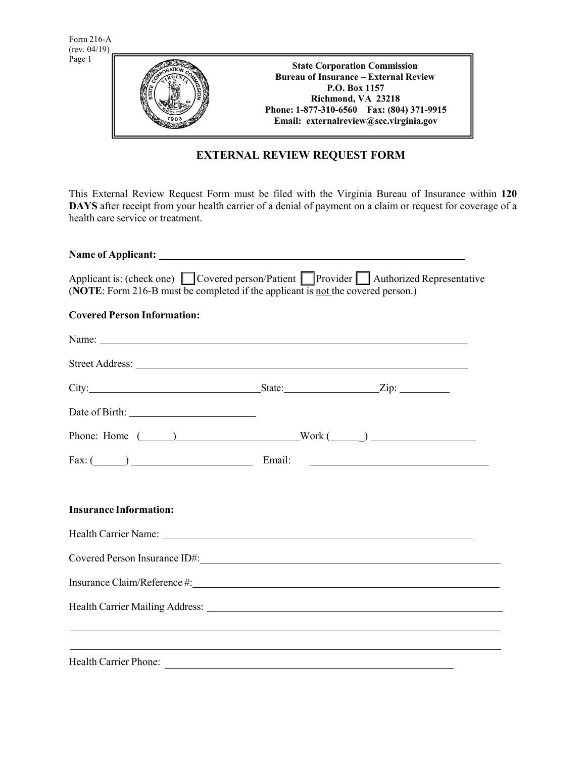Form 216-A
(rev. 04/19)

**State Corporation Commission**
**Bureau of Insurance – External Review**
**P.O. Box 1157**
**Richmond, VA 23218**
**Phone: 1-877-310-6560 Fax: (804) 371-9915**
**Email: externalreview@scc.virginia.gov**

# EXTERNAL REVIEW REQUEST FORM

This External Review Request Form must be filed with the Virginia Bureau of Insurance within **120 DAYS** after receipt from your health carrier of a denial of payment on a claim or request for coverage of a health care service or treatment.

**Name of Applicant:** ______________________________

Applicant is: (check one) ☐ Covered person/Patient ☐ Provider ☐ Authorized Representative
(**NOTE**: Form 216-B must be completed if the applicant is not the covered person.)

**Covered Person Information:**

Name: ______________________________

Street Address: ______________________________

City: ____________ State: ____________ Zip: ____________

Date of Birth: ____________

Phone: Home (\_\_\_\_\_\_) ____________ Work (\_\_\_\_\_\_) ____________

Fax: (\_\_\_\_\_\_) ____________ Email: ____________

**Insurance Information:**

Health Carrier Name: ______________________________

Covered Person Insurance ID#: ______________________________

Insurance Claim/Reference #: ______________________________

Health Carrier Mailing Address: ______________________________

______________________________

______________________________

Health Carrier Phone: ______________________________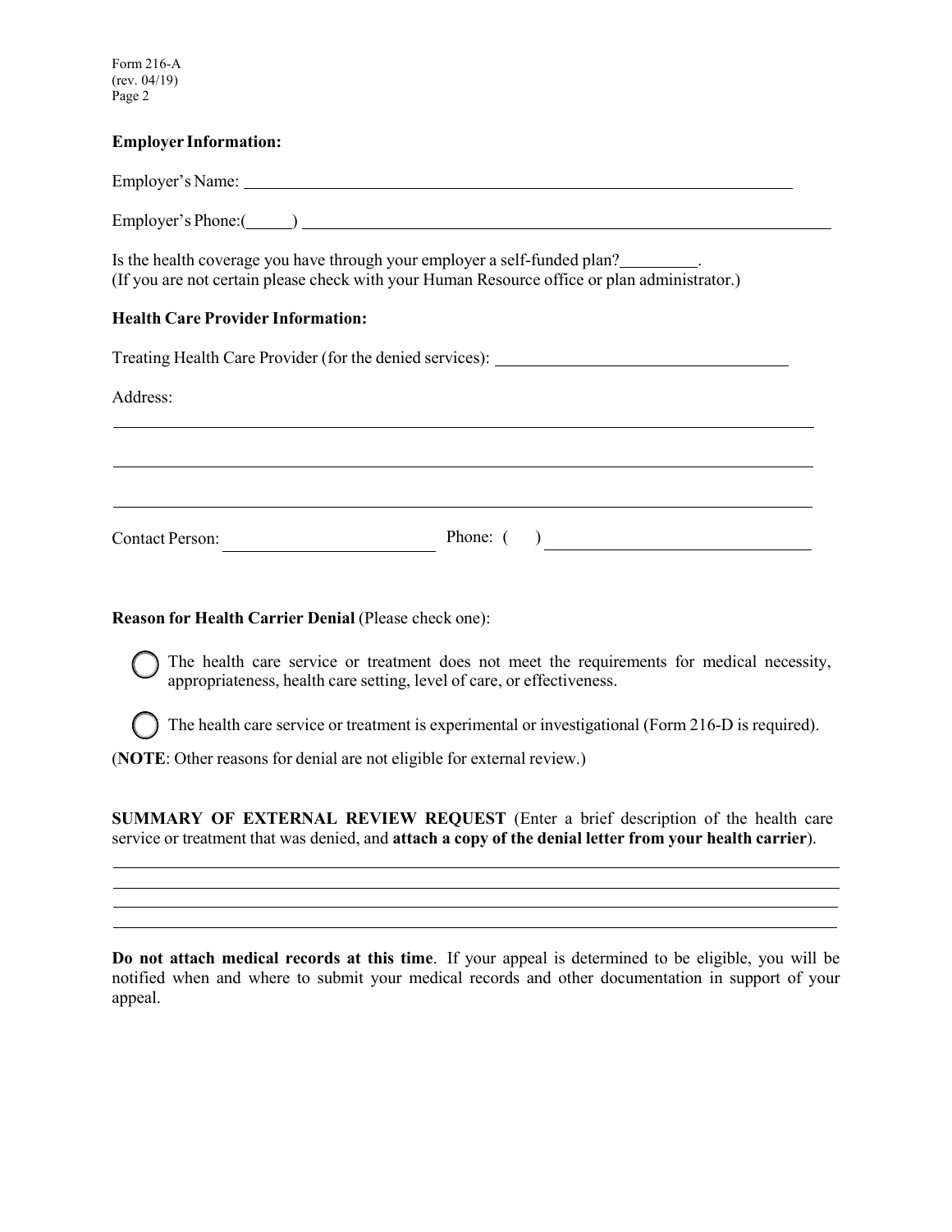**Employer Information:**

Employer's Name: ______________________________________________________________

Employer's Phone:(______) ______________________________________________________

Is the health coverage you have through your employer a self-funded plan?_________.
(If you are not certain please check with your Human Resource office or plan administrator.)

**Health Care Provider Information:**

Treating Health Care Provider (for the denied services): ________________________________

Address:

______________________________________________________________________________

______________________________________________________________________________

______________________________________________________________________________

Contact Person: ________________________ Phone: (    ) ______________________________

**Reason for Health Carrier Denial** (Please check one):

- ◯ The health care service or treatment does not meet the requirements for medical necessity, appropriateness, health care setting, level of care, or effectiveness.
- ◯ The health care service or treatment is experimental or investigational (Form 216-D is required).

(**NOTE**: Other reasons for denial are not eligible for external review.)

**SUMMARY OF EXTERNAL REVIEW REQUEST** (Enter a brief description of the health care service or treatment that was denied, and **attach a copy of the denial letter from your health carrier**).

______________________________________________________________________________

______________________________________________________________________________

______________________________________________________________________________

______________________________________________________________________________

**Do not attach medical records at this time**. If your appeal is determined to be eligible, you will be notified when and where to submit your medical records and other documentation in support of your appeal.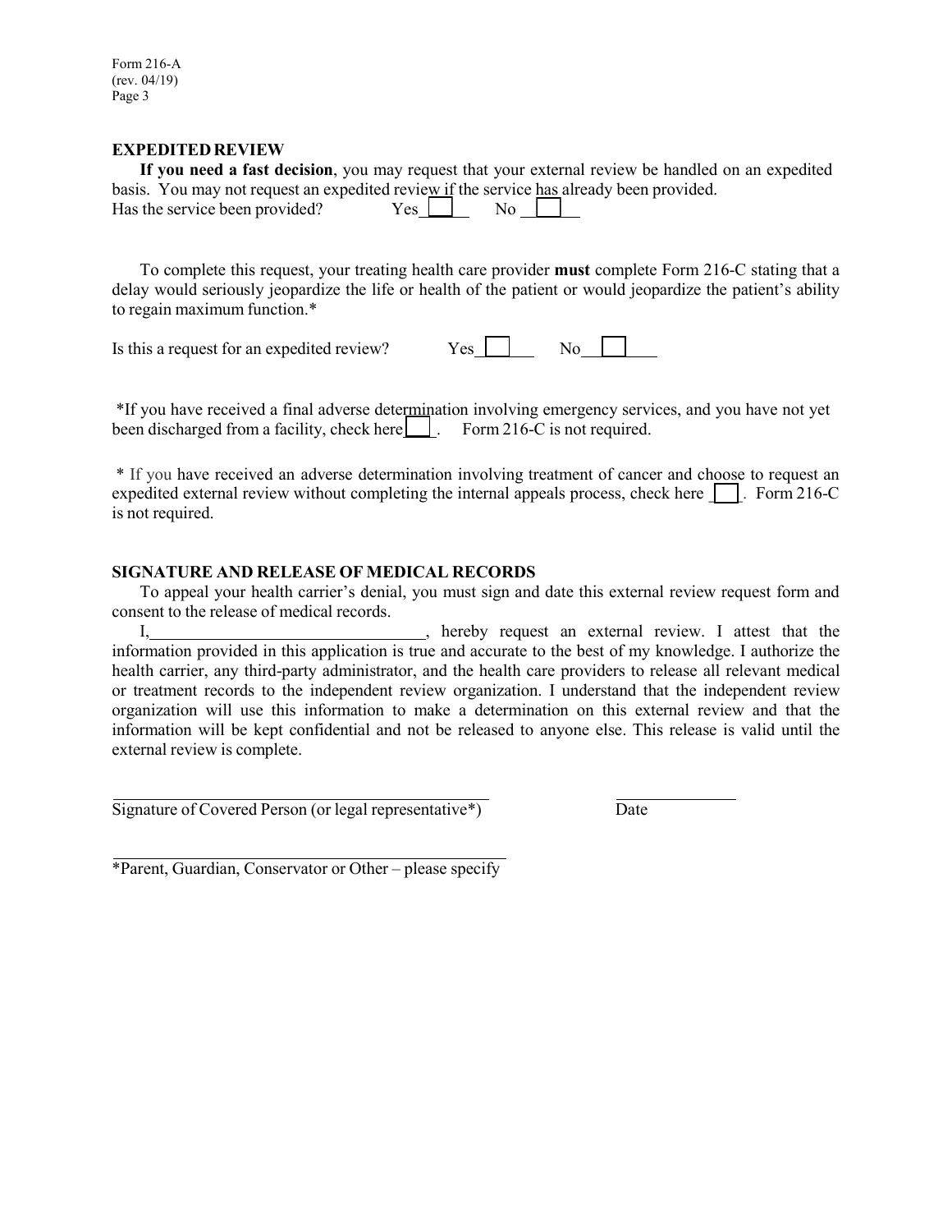## EXPEDITED REVIEW

**If you need a fast decision**, you may request that your external review be handled on an expedited basis. You may not request an expedited review if the service has already been provided.

Has the service been provided? Yes ☐ No ☐

To complete this request, your treating health care provider **must** complete Form 216-C stating that a delay would seriously jeopardize the life or health of the patient or would jeopardize the patient's ability to regain maximum function.*

Is this a request for an expedited review? Yes ☐ No ☐

*If you have received a final adverse determination involving emergency services, and you have not yet been discharged from a facility, check here ☐. Form 216-C is not required.

* If you have received an adverse determination involving treatment of cancer and choose to request an expedited external review without completing the internal appeals process, check here ☐. Form 216-C is not required.

## SIGNATURE AND RELEASE OF MEDICAL RECORDS

To appeal your health carrier's denial, you must sign and date this external review request form and consent to the release of medical records.

I, ________________________________, hereby request an external review. I attest that the information provided in this application is true and accurate to the best of my knowledge. I authorize the health carrier, any third-party administrator, and the health care providers to release all relevant medical or treatment records to the independent review organization. I understand that the independent review organization will use this information to make a determination on this external review and that the information will be kept confidential and not be released to anyone else. This release is valid until the external review is complete.

________________________________________ ______________
Signature of Covered Person (or legal representative*) Date

________________________________________
*Parent, Guardian, Conservator or Other – please specify